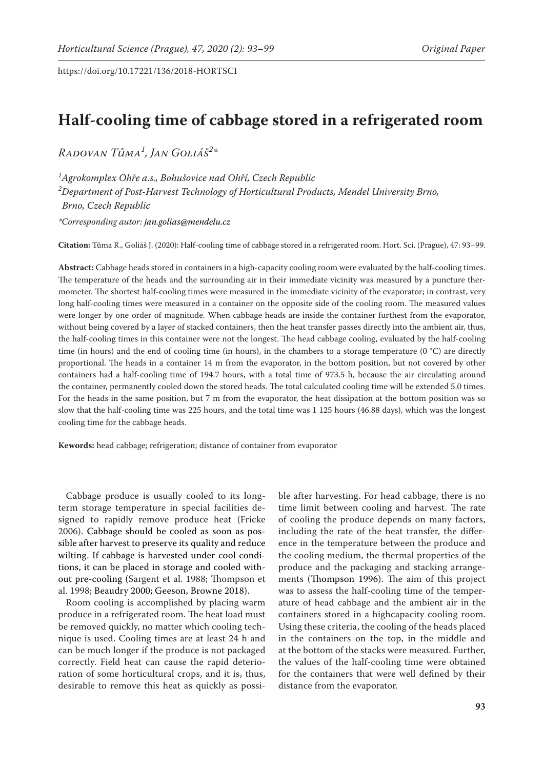# Half-cooling time of cabbage stored in a refrigerated room

*Radovan Tůma[1], Jan Goliáš[2]\**

[1]*Agrokomplex Ohře a.s., Bohušovice nad Ohří, Czech Republic*

[2]*Department of Post-Harvest Technology of Horticultural Products, Mendel University Brno, Brno, Czech Republic*

*\*Corresponding autor: jan.golias@mendelu.cz*

**Citation:** Tůma R., Goliáš J. (2020): Half-cooling time of cabbage stored in a refrigerated room. Hort. Sci. (Prague), 47: 93–99.

**Abstract:** Cabbage heads stored in containers in a high-capacity cooling room were evaluated by the half-cooling times. The temperature of the heads and the surrounding air in their immediate vicinity was measured by a puncture thermometer. The shortest half-cooling times were measured in the immediate vicinity of the evaporator; in contrast, very long half-cooling times were measured in a container on the opposite side of the cooling room. The measured values were longer by one order of magnitude. When cabbage heads are inside the container furthest from the evaporator, without being covered by a layer of stacked containers, then the heat transfer passes directly into the ambient air, thus, the half-cooling times in this container were not the longest. The head cabbage cooling, evaluated by the half-cooling time (in hours) and the end of cooling time (in hours), in the chambers to a storage temperature (0 °C) are directly proportional. The heads in a container 14 m from the evaporator, in the bottom position, but not covered by other containers had a half-cooling time of 194.7 hours, with a total time of 973.5 h, because the air circulating around the container, permanently cooled down the stored heads. The total calculated cooling time will be extended 5.0 times. For the heads in the same position, but 7 m from the evaporator, the heat dissipation at the bottom position was so slow that the half-cooling time was 225 hours, and the total time was 1 125 hours (46.88 days), which was the longest cooling time for the cabbage heads.

**Keywords:** head cabbage; refrigeration; distance of container from evaporator

Cabbage produce is usually cooled to its long-term storage temperature in special facilities designed to rapidly remove produce heat (Fricke 2006). Cabbage should be cooled as soon as possible after harvest to preserve its quality and reduce wilting. If cabbage is harvested under cool conditions, it can be placed in storage and cooled without pre-cooling (Sargent et al. 1988; Thompson et al. 1998; Beaudry 2000; Geeson, Browne 2018).

Room cooling is accomplished by placing warm produce in a refrigerated room. The heat load must be removed quickly, no matter which cooling technique is used. Cooling times are at least 24 h and can be much longer if the produce is not packaged correctly. Field heat can cause the rapid deterioration of some horticultural crops, and it is, thus, desirable to remove this heat as quickly as possible after harvesting. For head cabbage, there is no time limit between cooling and harvest. The rate of cooling the produce depends on many factors, including the rate of the heat transfer, the difference in the temperature between the produce and the cooling medium, the thermal properties of the produce and the packaging and stacking arrangements (Thompson 1996). The aim of this project was to assess the half-cooling time of the temperature of head cabbage and the ambient air in the containers stored in a highcapacity cooling room. Using these criteria, the cooling of the heads placed in the containers on the top, in the middle and at the bottom of the stacks were measured. Further, the values of the half-cooling time were obtained for the containers that were well defined by their distance from the evaporator.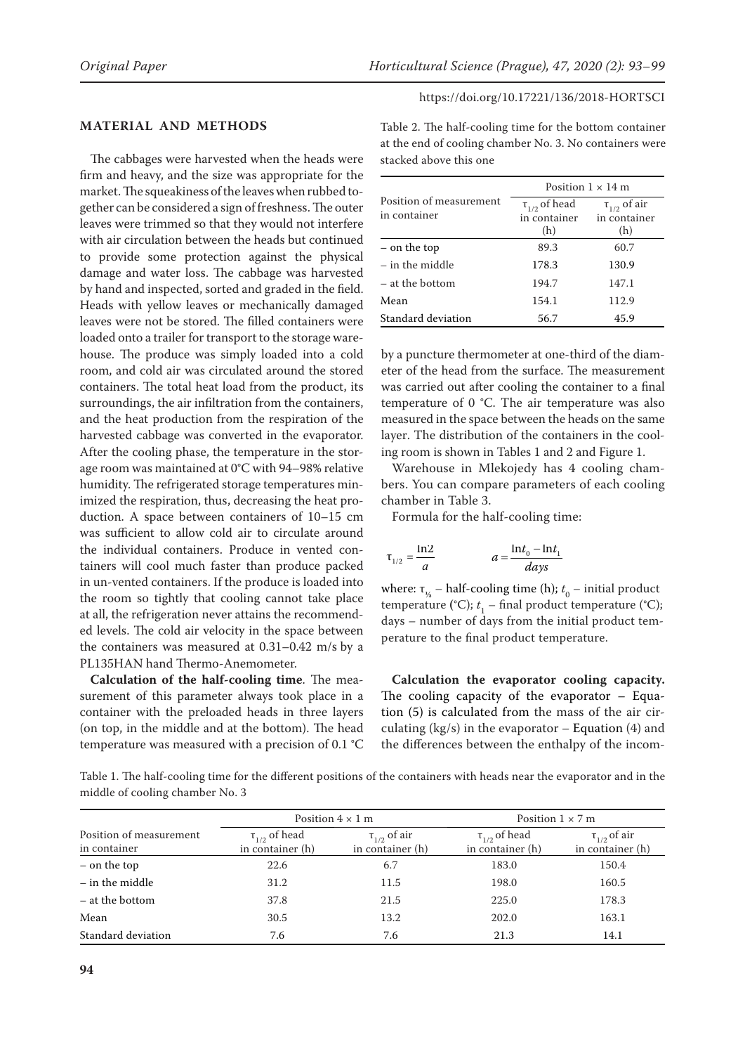## MATERIAL AND METHODS

The cabbages were harvested when the heads were firm and heavy, and the size was appropriate for the market. The squeakiness of the leaves when rubbed together can be considered a sign of freshness. The outer leaves were trimmed so that they would not interfere with air circulation between the heads but continued to provide some protection against the physical damage and water loss. The cabbage was harvested by hand and inspected, sorted and graded in the field. Heads with yellow leaves or mechanically damaged leaves were not be stored. The filled containers were loaded onto a trailer for transport to the storage warehouse. The produce was simply loaded into a cold room, and cold air was circulated around the stored containers. The total heat load from the product, its surroundings, the air infiltration from the containers, and the heat production from the respiration of the harvested cabbage was converted in the evaporator. After the cooling phase, the temperature in the storage room was maintained at 0°C with 94–98% relative humidity. The refrigerated storage temperatures minimized the respiration, thus, decreasing the heat production. A space between containers of 10–15 cm was sufficient to allow cold air to circulate around the individual containers. Produce in vented containers will cool much faster than produce packed in un-vented containers. If the produce is loaded into the room so tightly that cooling cannot take place at all, the refrigeration never attains the recommended levels. The cold air velocity in the space between the containers was measured at 0.31–0.42 m/s by a PL135HAN hand Thermo-Anemometer.

**Calculation of the half-cooling time**. The measurement of this parameter always took place in a container with the preloaded heads in three layers (on top, in the middle and at the bottom). The head temperature was measured with a precision of 0.1 °C by a puncture thermometer at one-third of the diameter of the head from the surface. The measurement was carried out after cooling the container to a final temperature of 0 °C. The air temperature was also measured in the space between the heads on the same layer. The distribution of the containers in the cooling room is shown in Tables 1 and 2 and Figure 1.

Table 2. The half-cooling time for the bottom container at the end of cooling chamber No. 3. No containers were stacked above this one

| Position of measurement in container | Position 1 × 14 m | |
|---|---|---|
| | $\tau_{1/2}$ of head in container (h) | $\tau_{1/2}$ of air in container (h) |
| – on the top | 89.3 | 60.7 |
| – in the middle | 178.3 | 130.9 |
| – at the bottom | 194.7 | 147.1 |
| Mean | 154.1 | 112.9 |
| Standard deviation | 56.7 | 45.9 |

Warehouse in Mlekojedy has 4 cooling chambers. You can compare parameters of each cooling chamber in Table 3.

Formula for the half-cooling time:

$$\tau_{1/2} = \frac{\ln 2}{a} \qquad a = \frac{\ln t_0 - \ln t_1}{days}$$

where: $\tau_{1/2}$ – half-cooling time (h); $t_0$ – initial product temperature (°C); $t_1$ – final product temperature (°C); days – number of days from the initial product temperature to the final product temperature.

**Calculation the evaporator cooling capacity.** The cooling capacity of the evaporator – Equation (5) is calculated from the mass of the air circulating (kg/s) in the evaporator – Equation (4) and the differences between the enthalpy of the incom-

Table 1. The half-cooling time for the different positions of the containers with heads near the evaporator and in the middle of cooling chamber No. 3

| Position of measurement in container | Position 4 × 1 m | | Position 1 × 7 m | |
|---|---|---|---|---|
| | $\tau_{1/2}$ of head in container (h) | $\tau_{1/2}$ of air in container (h) | $\tau_{1/2}$ of head in container (h) | $\tau_{1/2}$ of air in container (h) |
| – on the top | 22.6 | 6.7 | 183.0 | 150.4 |
| – in the middle | 31.2 | 11.5 | 198.0 | 160.5 |
| – at the bottom | 37.8 | 21.5 | 225.0 | 178.3 |
| Mean | 30.5 | 13.2 | 202.0 | 163.1 |
| Standard deviation | 7.6 | 7.6 | 21.3 | 14.1 |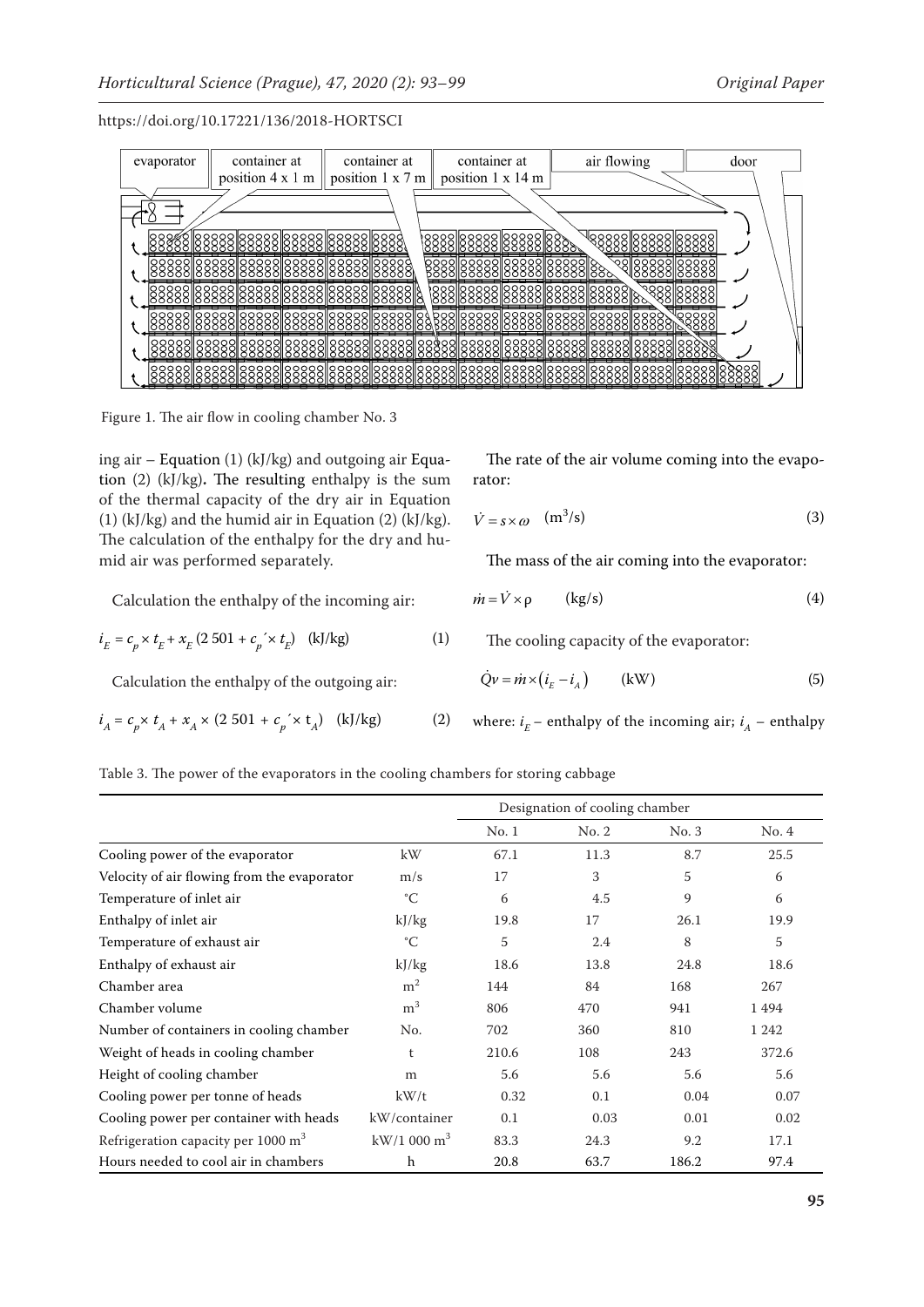Figure 1. The air flow in cooling chamber No. 3

ing air – Equation (1) (kJ/kg) and outgoing air Equation (2) (kJ/kg). The resulting enthalpy is the sum of the thermal capacity of the dry air in Equation (1) (kJ/kg) and the humid air in Equation (2) (kJ/kg). The calculation of the enthalpy for the dry and humid air was performed separately.

Calculation the enthalpy of the incoming air:

$$i_E = c_p \times t_E + x_E (2\,501 + c_p' \times t_E) \quad \text{(kJ/kg)} \tag{1}$$

Calculation the enthalpy of the outgoing air:

$$i_A = c_p \times t_A + x_A \times (2\,501 + c_p' \times t_A) \quad \text{(kJ/kg)} \tag{2}$$

The rate of the air volume coming into the evaporator:

$$\dot{V} = s \times \omega \quad (\text{m}^3/\text{s}) \tag{3}$$

The mass of the air coming into the evaporator:

$$\dot{m} = \dot{V} \times \rho \quad \text{(kg/s)} \tag{4}$$

The cooling capacity of the evaporator:

$$\dot{Q}v = \dot{m} \times (i_E - i_A) \quad \text{(kW)} \tag{5}$$

where: $i_E$ – enthalpy of the incoming air; $i_A$ – enthalpy

Table 3. The power of the evaporators in the cooling chambers for storing cabbage

| | | Designation of cooling chamber | | | |
|---|---|---|---|---|---|
| | | No. 1 | No. 2 | No. 3 | No. 4 |
| Cooling power of the evaporator | kW | 67.1 | 11.3 | 8.7 | 25.5 |
| Velocity of air flowing from the evaporator | m/s | 17 | 3 | 5 | 6 |
| Temperature of inlet air | °C | 6 | 4.5 | 9 | 6 |
| Enthalpy of inlet air | kJ/kg | 19.8 | 17 | 26.1 | 19.9 |
| Temperature of exhaust air | °C | 5 | 2.4 | 8 | 5 |
| Enthalpy of exhaust air | kJ/kg | 18.6 | 13.8 | 24.8 | 18.6 |
| Chamber area | m$^2$ | 144 | 84 | 168 | 267 |
| Chamber volume | m$^3$ | 806 | 470 | 941 | 1 494 |
| Number of containers in cooling chamber | No. | 702 | 360 | 810 | 1 242 |
| Weight of heads in cooling chamber | t | 210.6 | 108 | 243 | 372.6 |
| Height of cooling chamber | m | 5.6 | 5.6 | 5.6 | 5.6 |
| Cooling power per tonne of heads | kW/t | 0.32 | 0.1 | 0.04 | 0.07 |
| Cooling power per container with heads | kW/container | 0.1 | 0.03 | 0.01 | 0.02 |
| Refrigeration capacity per 1000 m$^3$ | kW/1 000 m$^3$ | 83.3 | 24.3 | 9.2 | 17.1 |
| Hours needed to cool air in chambers | h | 20.8 | 63.7 | 186.2 | 97.4 |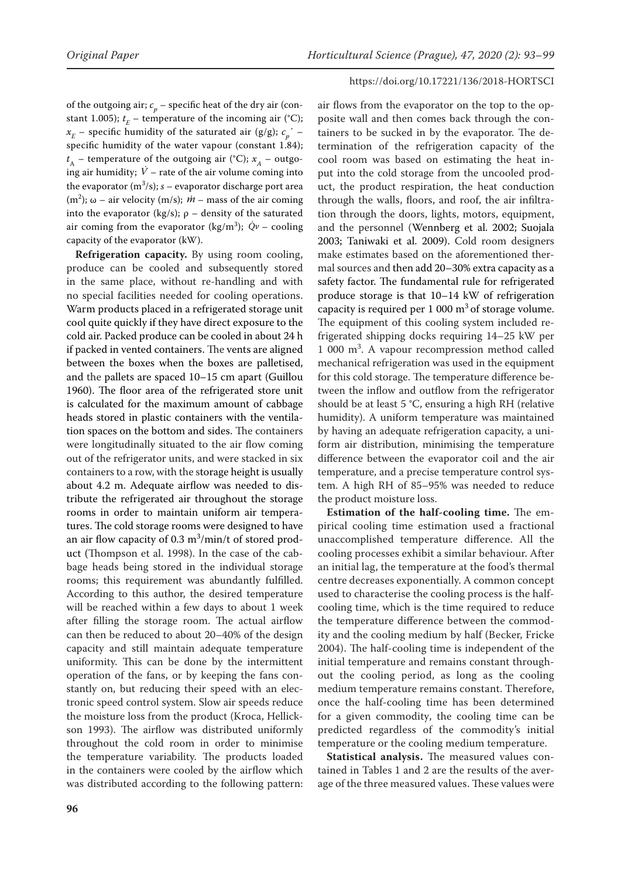of the outgoing air; $c_p$ – specific heat of the dry air (constant 1.005); $t_E$ – temperature of the incoming air (°C); $x_E$ – specific humidity of the saturated air (g/g); $c_p'$ – specific humidity of the water vapour (constant 1.84); $t_A$ – temperature of the outgoing air (°C); $x_A$ – outgoing air humidity; $\dot{V}$ – rate of the air volume coming into the evaporator ($m^3$/s); $s$ – evaporator discharge port area ($m^2$); $\omega$ – air velocity (m/s); $\dot{m}$ – mass of the air coming into the evaporator (kg/s); $\rho$ – density of the saturated air coming from the evaporator (kg/$m^3$); $\dot{Q}v$ – cooling capacity of the evaporator (kW).

**Refrigeration capacity.** By using room cooling, produce can be cooled and subsequently stored in the same place, without re-handling and with no special facilities needed for cooling operations. Warm products placed in a refrigerated storage unit cool quite quickly if they have direct exposure to the cold air. Packed produce can be cooled in about 24 h if packed in vented containers. The vents are aligned between the boxes when the boxes are palletised, and the pallets are spaced 10–15 cm apart (Guillou 1960). The floor area of the refrigerated store unit is calculated for the maximum amount of cabbage heads stored in plastic containers with the ventilation spaces on the bottom and sides. The containers were longitudinally situated to the air flow coming out of the refrigerator units, and were stacked in six containers to a row, with the storage height is usually about 4.2 m. Adequate airflow was needed to distribute the refrigerated air throughout the storage rooms in order to maintain uniform air temperatures. The cold storage rooms were designed to have an air flow capacity of 0.3 $m^3$/min/t of stored product (Thompson et al. 1998). In the case of the cabbage heads being stored in the individual storage rooms; this requirement was abundantly fulfilled. According to this author, the desired temperature will be reached within a few days to about 1 week after filling the storage room. The actual airflow can then be reduced to about 20–40% of the design capacity and still maintain adequate temperature uniformity. This can be done by the intermittent operation of the fans, or by keeping the fans constantly on, but reducing their speed with an electronic speed control system. Slow air speeds reduce the moisture loss from the product (Kroca, Hellickson 1993). The airflow was distributed uniformly throughout the cold room in order to minimise the temperature variability. The products loaded in the containers were cooled by the airflow which was distributed according to the following pattern: air flows from the evaporator on the top to the opposite wall and then comes back through the containers to be sucked in by the evaporator. The determination of the refrigeration capacity of the cool room was based on estimating the heat input into the cold storage from the uncooled product, the product respiration, the heat conduction through the walls, floors, and roof, the air infiltration through the doors, lights, motors, equipment, and the personnel (Wennberg et al. 2002; Suojala 2003; Taniwaki et al. 2009). Cold room designers make estimates based on the aforementioned thermal sources and then add 20–30% extra capacity as a safety factor. The fundamental rule for refrigerated produce storage is that 10–14 kW of refrigeration capacity is required per 1 000 $m^3$ of storage volume. The equipment of this cooling system included refrigerated shipping docks requiring 14–25 kW per 1 000 $m^3$. A vapour recompression method called mechanical refrigeration was used in the equipment for this cold storage. The temperature difference between the inflow and outflow from the refrigerator should be at least 5 °C, ensuring a high RH (relative humidity). A uniform temperature was maintained by having an adequate refrigeration capacity, a uniform air distribution, minimising the temperature difference between the evaporator coil and the air temperature, and a precise temperature control system. A high RH of 85–95% was needed to reduce the product moisture loss.

**Estimation of the half-cooling time.** The empirical cooling time estimation used a fractional unaccomplished temperature difference. All the cooling processes exhibit a similar behaviour. After an initial lag, the temperature at the food's thermal centre decreases exponentially. A common concept used to characterise the cooling process is the half-cooling time, which is the time required to reduce the temperature difference between the commodity and the cooling medium by half (Becker, Fricke 2004). The half-cooling time is independent of the initial temperature and remains constant throughout the cooling period, as long as the cooling medium temperature remains constant. Therefore, once the half-cooling time has been determined for a given commodity, the cooling time can be predicted regardless of the commodity's initial temperature or the cooling medium temperature.

**Statistical analysis.** The measured values contained in Tables 1 and 2 are the results of the average of the three measured values. These values were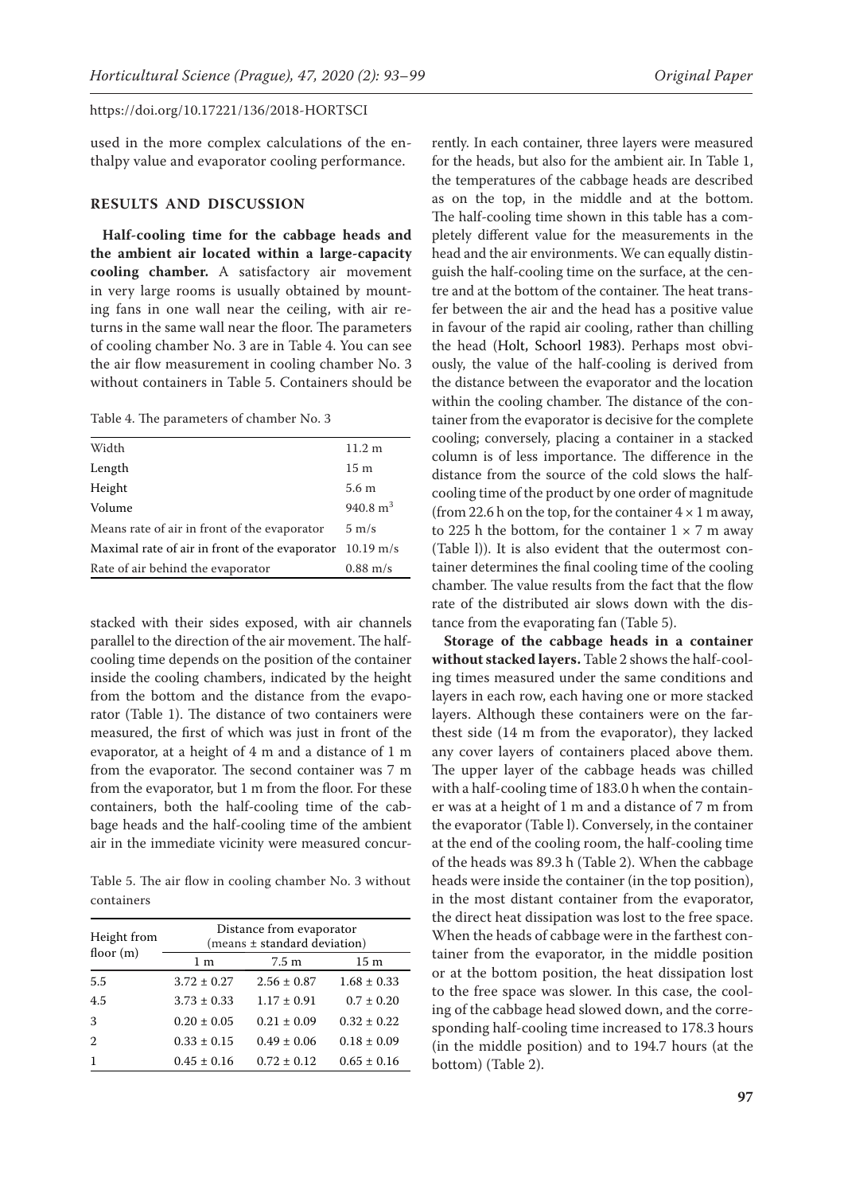used in the more complex calculations of the enthalpy value and evaporator cooling performance.

## RESULTS AND DISCUSSION

**Half-cooling time for the cabbage heads and the ambient air located within a large-capacity cooling chamber.** A satisfactory air movement in very large rooms is usually obtained by mounting fans in one wall near the ceiling, with air returns in the same wall near the floor. The parameters of cooling chamber No. 3 are in Table 4. You can see the air flow measurement in cooling chamber No. 3 without containers in Table 5. Containers should be stacked with their sides exposed, with air channels parallel to the direction of the air movement. The half-cooling time depends on the position of the container inside the cooling chambers, indicated by the height from the bottom and the distance from the evaporator (Table 1). The distance of two containers were measured, the first of which was just in front of the evaporator, at a height of 4 m and a distance of 1 m from the evaporator. The second container was 7 m from the evaporator, but 1 m from the floor. For these containers, both the half-cooling time of the cabbage heads and the half-cooling time of the ambient air in the immediate vicinity were measured concurrently. In each container, three layers were measured for the heads, but also for the ambient air. In Table 1, the temperatures of the cabbage heads are described as on the top, in the middle and at the bottom. The half-cooling time shown in this table has a completely different value for the measurements in the head and the air environments. We can equally distinguish the half-cooling time on the surface, at the centre and at the bottom of the container. The heat transfer between the air and the head has a positive value in favour of the rapid air cooling, rather than chilling the head (Holt, Schoorl 1983). Perhaps most obviously, the value of the half-cooling is derived from the distance between the evaporator and the location within the cooling chamber. The distance of the container from the evaporator is decisive for the complete cooling; conversely, placing a container in a stacked column is of less importance. The difference in the distance from the source of the cold slows the half-cooling time of the product by one order of magnitude (from 22.6 h on the top, for the container $4 \times 1$ m away, to 225 h the bottom, for the container $1 \times 7$ m away (Table l)). It is also evident that the outermost container determines the final cooling time of the cooling chamber. The value results from the fact that the flow rate of the distributed air slows down with the distance from the evaporating fan (Table 5).

Table 4. The parameters of chamber No. 3

| | |
|---|---|
| Width | 11.2 m |
| Length | 15 m |
| Height | 5.6 m |
| Volume | 940.8 m$^3$ |
| Means rate of air in front of the evaporator | 5 m/s |
| Maximal rate of air in front of the evaporator | 10.19 m/s |
| Rate of air behind the evaporator | 0.88 m/s |

Table 5. The air flow in cooling chamber No. 3 without containers

| Height from floor (m) | Distance from evaporator (means ± standard deviation) | | |
|---|---|---|---|
| | 1 m | 7.5 m | 15 m |
| 5.5 | 3.72 ± 0.27 | 2.56 ± 0.87 | 1.68 ± 0.33 |
| 4.5 | 3.73 ± 0.33 | 1.17 ± 0.91 | 0.7 ± 0.20 |
| 3 | 0.20 ± 0.05 | 0.21 ± 0.09 | 0.32 ± 0.22 |
| 2 | 0.33 ± 0.15 | 0.49 ± 0.06 | 0.18 ± 0.09 |
| 1 | 0.45 ± 0.16 | 0.72 ± 0.12 | 0.65 ± 0.16 |

**Storage of the cabbage heads in a container without stacked layers.** Table 2 shows the half-cooling times measured under the same conditions and layers in each row, each having one or more stacked layers. Although these containers were on the farthest side (14 m from the evaporator), they lacked any cover layers of containers placed above them. The upper layer of the cabbage heads was chilled with a half-cooling time of 183.0 h when the container was at a height of 1 m and a distance of 7 m from the evaporator (Table l). Conversely, in the container at the end of the cooling room, the half-cooling time of the heads was 89.3 h (Table 2). When the cabbage heads were inside the container (in the top position), in the most distant container from the evaporator, the direct heat dissipation was lost to the free space. When the heads of cabbage were in the farthest container from the evaporator, in the middle position or at the bottom position, the heat dissipation lost to the free space was slower. In this case, the cooling of the cabbage head slowed down, and the corresponding half-cooling time increased to 178.3 hours (in the middle position) and to 194.7 hours (at the bottom) (Table 2).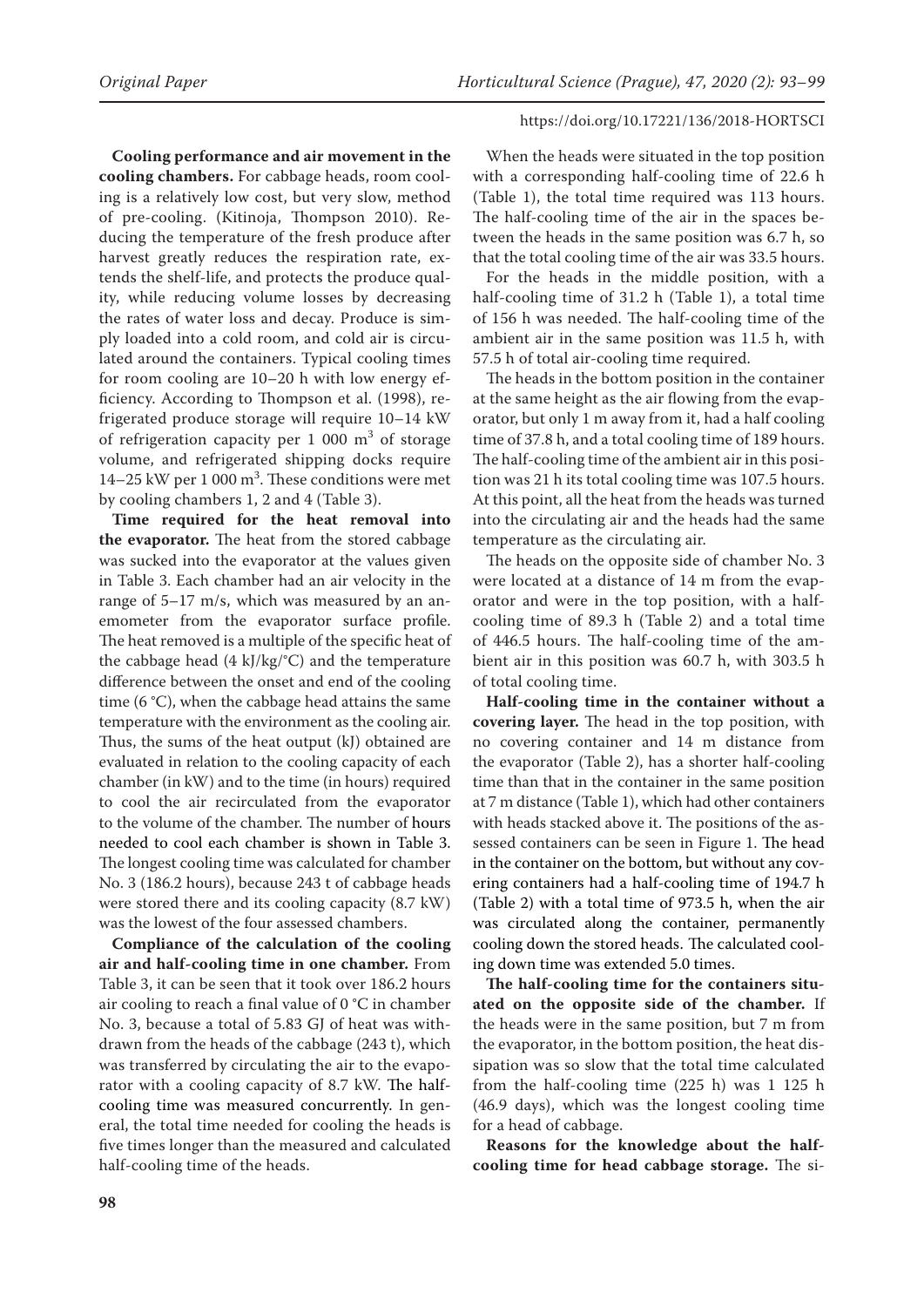**Cooling performance and air movement in the cooling chambers.** For cabbage heads, room cooling is a relatively low cost, but very slow, method of pre-cooling. (Kitinoja, Thompson 2010). Reducing the temperature of the fresh produce after harvest greatly reduces the respiration rate, extends the shelf-life, and protects the produce quality, while reducing volume losses by decreasing the rates of water loss and decay. Produce is simply loaded into a cold room, and cold air is circulated around the containers. Typical cooling times for room cooling are 10–20 h with low energy efficiency. According to Thompson et al. (1998), refrigerated produce storage will require 10–14 kW of refrigeration capacity per 1 000 $m^3$ of storage volume, and refrigerated shipping docks require 14–25 kW per 1 000 $m^3$. These conditions were met by cooling chambers 1, 2 and 4 (Table 3).

**Time required for the heat removal into the evaporator.** The heat from the stored cabbage was sucked into the evaporator at the values given in Table 3. Each chamber had an air velocity in the range of 5–17 m/s, which was measured by an anemometer from the evaporator surface profile. The heat removed is a multiple of the specific heat of the cabbage head (4 kJ/kg/°C) and the temperature difference between the onset and end of the cooling time (6 °C), when the cabbage head attains the same temperature with the environment as the cooling air. Thus, the sums of the heat output (kJ) obtained are evaluated in relation to the cooling capacity of each chamber (in kW) and to the time (in hours) required to cool the air recirculated from the evaporator to the volume of the chamber. The number of hours needed to cool each chamber is shown in Table 3. The longest cooling time was calculated for chamber No. 3 (186.2 hours), because 243 t of cabbage heads were stored there and its cooling capacity (8.7 kW) was the lowest of the four assessed chambers.

**Compliance of the calculation of the cooling air and half-cooling time in one chamber.** From Table 3, it can be seen that it took over 186.2 hours air cooling to reach a final value of 0 °C in chamber No. 3, because a total of 5.83 GJ of heat was withdrawn from the heads of the cabbage (243 t), which was transferred by circulating the air to the evaporator with a cooling capacity of 8.7 kW. The half-cooling time was measured concurrently. In general, the total time needed for cooling the heads is five times longer than the measured and calculated half-cooling time of the heads.

When the heads were situated in the top position with a corresponding half-cooling time of 22.6 h (Table 1), the total time required was 113 hours. The half-cooling time of the air in the spaces between the heads in the same position was 6.7 h, so that the total cooling time of the air was 33.5 hours.

For the heads in the middle position, with a half-cooling time of 31.2 h (Table 1), a total time of 156 h was needed. The half-cooling time of the ambient air in the same position was 11.5 h, with 57.5 h of total air-cooling time required.

The heads in the bottom position in the container at the same height as the air flowing from the evaporator, but only 1 m away from it, had a half cooling time of 37.8 h, and a total cooling time of 189 hours. The half-cooling time of the ambient air in this position was 21 h its total cooling time was 107.5 hours. At this point, all the heat from the heads was turned into the circulating air and the heads had the same temperature as the circulating air.

The heads on the opposite side of chamber No. 3 were located at a distance of 14 m from the evaporator and were in the top position, with a half-cooling time of 89.3 h (Table 2) and a total time of 446.5 hours. The half-cooling time of the ambient air in this position was 60.7 h, with 303.5 h of total cooling time.

**Half-cooling time in the container without a covering layer.** The head in the top position, with no covering container and 14 m distance from the evaporator (Table 2), has a shorter half-cooling time than that in the container in the same position at 7 m distance (Table 1), which had other containers with heads stacked above it. The positions of the assessed containers can be seen in Figure 1. The head in the container on the bottom, but without any covering containers had a half-cooling time of 194.7 h (Table 2) with a total time of 973.5 h, when the air was circulated along the container, permanently cooling down the stored heads. The calculated cooling down time was extended 5.0 times.

**The half-cooling time for the containers situated on the opposite side of the chamber.** If the heads were in the same position, but 7 m from the evaporator, in the bottom position, the heat dissipation was so slow that the total time calculated from the half-cooling time (225 h) was 1 125 h (46.9 days), which was the longest cooling time for a head of cabbage.

**Reasons for the knowledge about the half-cooling time for head cabbage storage.** The si-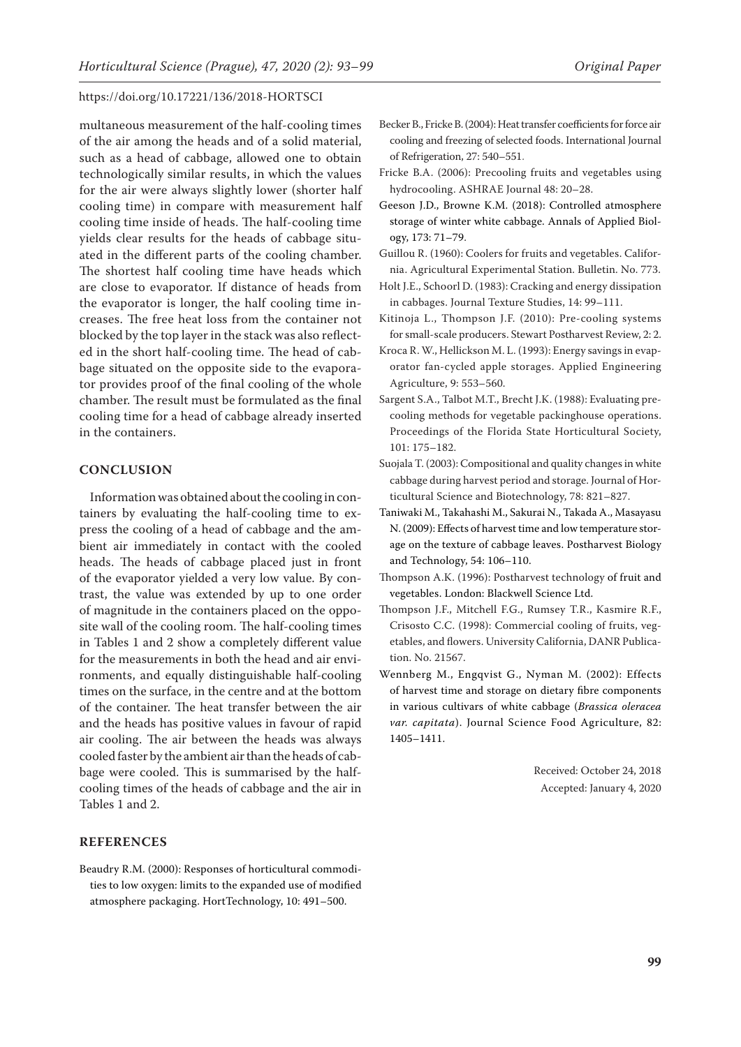multaneous measurement of the half-cooling times of the air among the heads and of a solid material, such as a head of cabbage, allowed one to obtain technologically similar results, in which the values for the air were always slightly lower (shorter half cooling time) in compare with measurement half cooling time inside of heads. The half-cooling time yields clear results for the heads of cabbage situated in the different parts of the cooling chamber. The shortest half cooling time have heads which are close to evaporator. If distance of heads from the evaporator is longer, the half cooling time increases. The free heat loss from the container not blocked by the top layer in the stack was also reflected in the short half-cooling time. The head of cabbage situated on the opposite side to the evaporator provides proof of the final cooling of the whole chamber. The result must be formulated as the final cooling time for a head of cabbage already inserted in the containers.

## CONCLUSION

Information was obtained about the cooling in containers by evaluating the half-cooling time to express the cooling of a head of cabbage and the ambient air immediately in contact with the cooled heads. The heads of cabbage placed just in front of the evaporator yielded a very low value. By contrast, the value was extended by up to one order of magnitude in the containers placed on the opposite wall of the cooling room. The half-cooling times in Tables 1 and 2 show a completely different value for the measurements in both the head and air environments, and equally distinguishable half-cooling times on the surface, in the centre and at the bottom of the container. The heat transfer between the air and the heads has positive values in favour of rapid air cooling. The air between the heads was always cooled faster by the ambient air than the heads of cabbage were cooled. This is summarised by the half-cooling times of the heads of cabbage and the air in Tables 1 and 2.

## REFERENCES

Beaudry R.M. (2000): Responses of horticultural commodities to low oxygen: limits to the expanded use of modified atmosphere packaging. HortTechnology, 10: 491–500.

Becker B., Fricke B. (2004): Heat transfer coefficients for force air cooling and freezing of selected foods. International Journal of Refrigeration, 27: 540–551.

Fricke B.A. (2006): Precooling fruits and vegetables using hydrocooling. ASHRAE Journal 48: 20–28.

Geeson J.D., Browne K.M. (2018): Controlled atmosphere storage of winter white cabbage. Annals of Applied Biology, 173: 71–79.

Guillou R. (1960): Coolers for fruits and vegetables. California. Agricultural Experimental Station. Bulletin. No. 773.

Holt J.E., Schoorl D. (1983): Cracking and energy dissipation in cabbages. Journal Texture Studies, 14: 99–111.

Kitinoja L., Thompson J.F. (2010): Pre-cooling systems for small-scale producers. Stewart Postharvest Review, 2: 2.

Kroca R. W., Hellickson M. L. (1993): Energy savings in evaporator fan-cycled apple storages. Applied Engineering Agriculture, 9: 553–560.

Sargent S.A., Talbot M.T., Brecht J.K. (1988): Evaluating precooling methods for vegetable packinghouse operations. Proceedings of the Florida State Horticultural Society, 101: 175–182.

Suojala T. (2003): Compositional and quality changes in white cabbage during harvest period and storage. Journal of Horticultural Science and Biotechnology, 78: 821–827.

Taniwaki M., Takahashi M., Sakurai N., Takada A., Masayasu N. (2009): Effects of harvest time and low temperature storage on the texture of cabbage leaves. Postharvest Biology and Technology, 54: 106–110.

Thompson A.K. (1996): Postharvest technology of fruit and vegetables. London: Blackwell Science Ltd.

Thompson J.F., Mitchell F.G., Rumsey T.R., Kasmire R.F., Crisosto C.C. (1998): Commercial cooling of fruits, vegetables, and flowers. University California, DANR Publication. No. 21567.

Wennberg M., Engqvist G., Nyman M. (2002): Effects of harvest time and storage on dietary fibre components in various cultivars of white cabbage (*Brassica oleracea var. capitata*). Journal Science Food Agriculture, 82: 1405–1411.

Received: October 24, 2018
Accepted: January 4, 2020